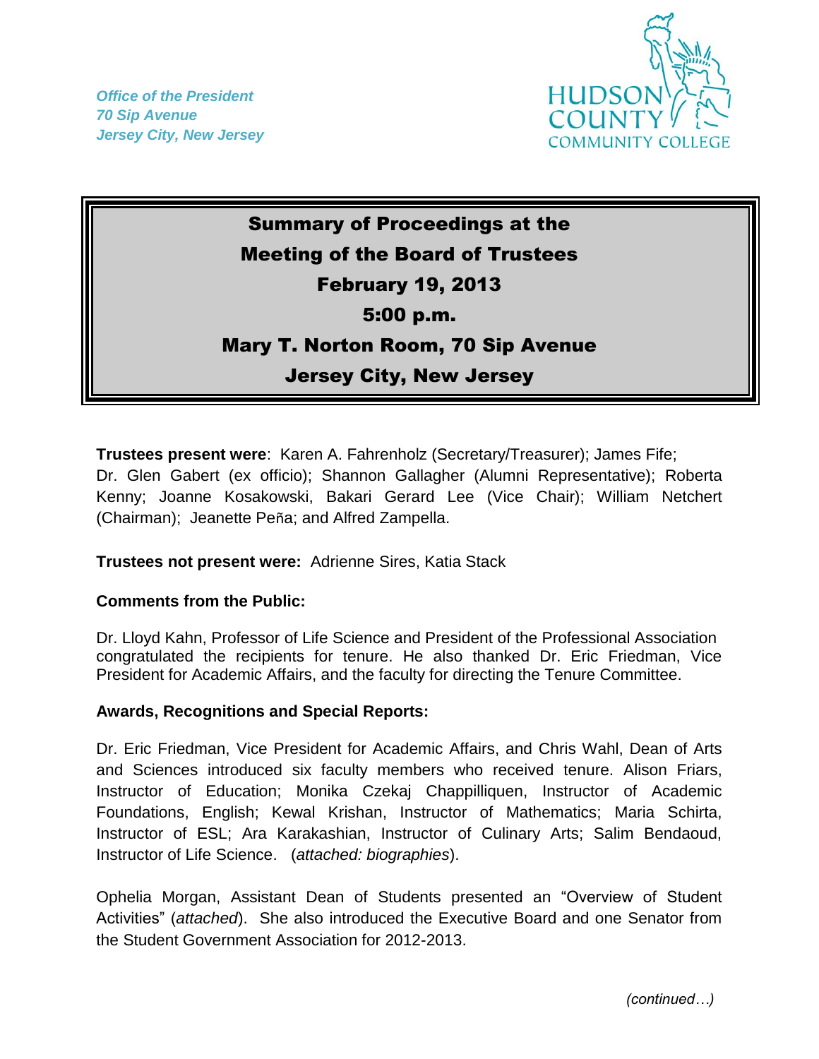*Office of the President*
*70 Sip Avenue*
*Jersey City, New Jersey*

HUDSON COUNTY COMMUNITY COLLEGE

# Summary of Proceedings at the Meeting of the Board of Trustees
## February 19, 2013
## 5:00 p.m.
## Mary T. Norton Room, 70 Sip Avenue
## Jersey City, New Jersey

**Trustees present were**: Karen A. Fahrenholz (Secretary/Treasurer); James Fife; Dr. Glen Gabert (ex officio); Shannon Gallagher (Alumni Representative); Roberta Kenny; Joanne Kosakowski, Bakari Gerard Lee (Vice Chair); William Netchert (Chairman); Jeanette Peña; and Alfred Zampella.

**Trustees not present were:** Adrienne Sires, Katia Stack

**Comments from the Public:**

Dr. Lloyd Kahn, Professor of Life Science and President of the Professional Association congratulated the recipients for tenure. He also thanked Dr. Eric Friedman, Vice President for Academic Affairs, and the faculty for directing the Tenure Committee.

**Awards, Recognitions and Special Reports:**

Dr. Eric Friedman, Vice President for Academic Affairs, and Chris Wahl, Dean of Arts and Sciences introduced six faculty members who received tenure. Alison Friars, Instructor of Education; Monika Czekaj Chappilliqluen, Instructor of Academic Foundations, English; Kewal Krishan, Instructor of Mathematics; Maria Schirta, Instructor of ESL; Ara Karakashian, Instructor of Culinary Arts; Salim Bendaoud, Instructor of Life Science. (*attached: biographies*).

Ophelia Morgan, Assistant Dean of Students presented an "Overview of Student Activities" (*attached*). She also introduced the Executive Board and one Senator from the Student Government Association for 2012-2013.

*(continued…)*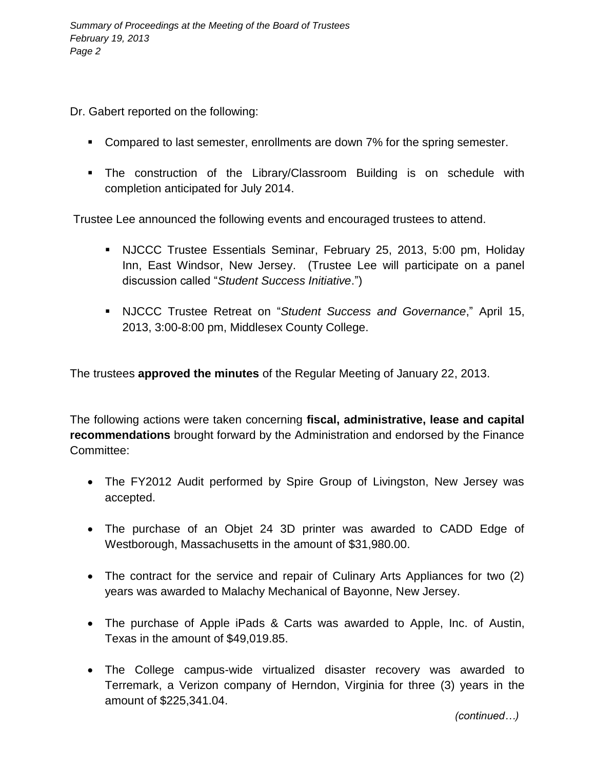Dr. Gabert reported on the following:

- Compared to last semester, enrollments are down 7% for the spring semester.
- The construction of the Library/Classroom Building is on schedule with completion anticipated for July 2014.

Trustee Lee announced the following events and encouraged trustees to attend.

- NJCCC Trustee Essentials Seminar, February 25, 2013, 5:00 pm, Holiday Inn, East Windsor, New Jersey. (Trustee Lee will participate on a panel discussion called "*Student Success Initiative*.")
- NJCCC Trustee Retreat on "*Student Success and Governance*," April 15, 2013, 3:00-8:00 pm, Middlesex County College.

The trustees **approved the minutes** of the Regular Meeting of January 22, 2013.

The following actions were taken concerning **fiscal, administrative, lease and capital recommendations** brought forward by the Administration and endorsed by the Finance Committee:

- The FY2012 Audit performed by Spire Group of Livingston, New Jersey was accepted.
- The purchase of an Objet 24 3D printer was awarded to CADD Edge of Westborough, Massachusetts in the amount of $31,980.00.
- The contract for the service and repair of Culinary Arts Appliances for two (2) years was awarded to Malachy Mechanical of Bayonne, New Jersey.
- The purchase of Apple iPads & Carts was awarded to Apple, Inc. of Austin, Texas in the amount of $49,019.85.
- The College campus-wide virtualized disaster recovery was awarded to Terremark, a Verizon company of Herndon, Virginia for three (3) years in the amount of $225,341.04.

*(continued…)*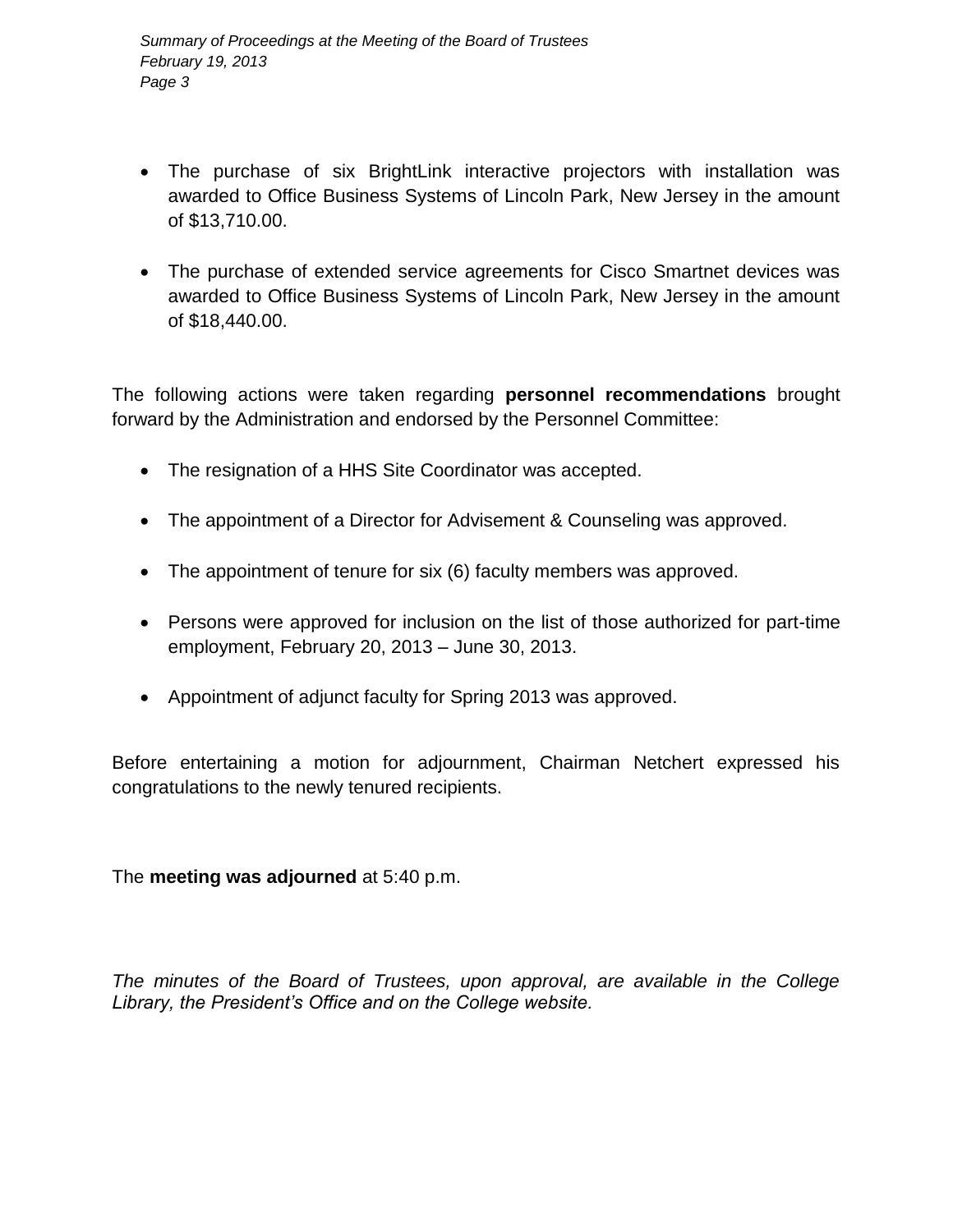- The purchase of six BrightLink interactive projectors with installation was awarded to Office Business Systems of Lincoln Park, New Jersey in the amount of $13,710.00.

- The purchase of extended service agreements for Cisco Smartnet devices was awarded to Office Business Systems of Lincoln Park, New Jersey in the amount of $18,440.00.

The following actions were taken regarding **personnel recommendations** brought forward by the Administration and endorsed by the Personnel Committee:

- The resignation of a HHS Site Coordinator was accepted.

- The appointment of a Director for Advisement & Counseling was approved.

- The appointment of tenure for six (6) faculty members was approved.

- Persons were approved for inclusion on the list of those authorized for part-time employment, February 20, 2013 – June 30, 2013.

- Appointment of adjunct faculty for Spring 2013 was approved.

Before entertaining a motion for adjournment, Chairman Netchert expressed his congratulations to the newly tenured recipients.

The **meeting was adjourned** at 5:40 p.m.

*The minutes of the Board of Trustees, upon approval, are available in the College Library, the President's Office and on the College website.*